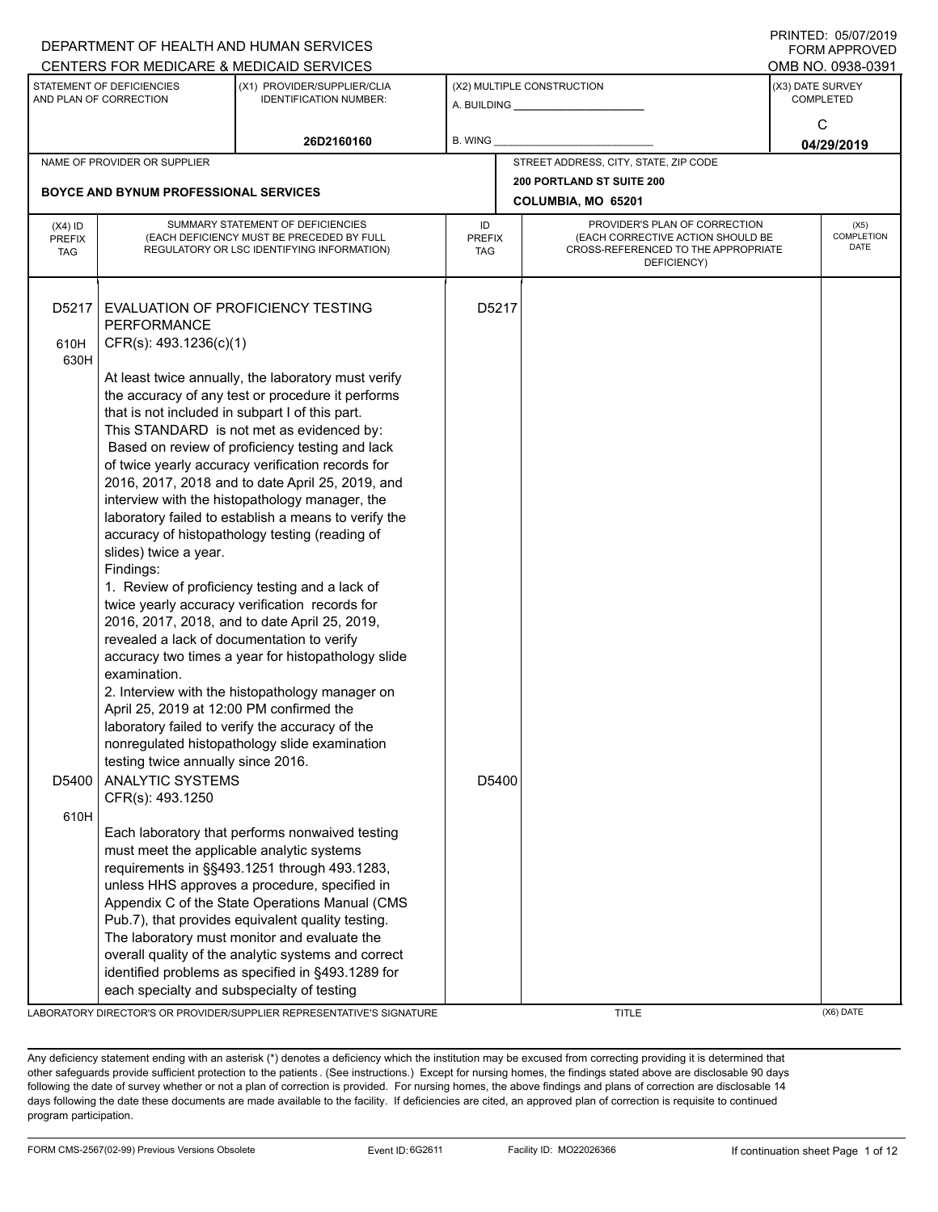DEPARTMENT OF HEALTH AND HUMAN SERVICES
CENTERS FOR MEDICARE & MEDICAID SERVICES

PRINTED: 05/07/2019
FORM APPROVED
OMB NO. 0938-0391

| STATEMENT OF DEFICIENCIES AND PLAN OF CORRECTION | (X1) PROVIDER/SUPPLIER/CLIA IDENTIFICATION NUMBER: | (X2) MULTIPLE CONSTRUCTION | (X3) DATE SURVEY COMPLETED |
|---|---|---|---|
| | 26D2160160 | A. BUILDING ______ B. WING ______ | C 04/29/2019 |

| NAME OF PROVIDER OR SUPPLIER | STREET ADDRESS, CITY, STATE, ZIP CODE |
|---|---|
| BOYCE AND BYNUM PROFESSIONAL SERVICES | 200 PORTLAND ST SUITE 200 COLUMBIA, MO 65201 |

| (X4) ID PREFIX TAG | SUMMARY STATEMENT OF DEFICIENCIES (EACH DEFICIENCY MUST BE PRECEDED BY FULL REGULATORY OR LSC IDENTIFYING INFORMATION) | ID PREFIX TAG | PROVIDER'S PLAN OF CORRECTION (EACH CORRECTIVE ACTION SHOULD BE CROSS-REFERENCED TO THE APPROPRIATE DEFICIENCY) | (X5) COMPLETION DATE |
|---|---|---|---|---|
| D5217<br>610H<br>630H | EVALUATION OF PROFICIENCY TESTING PERFORMANCE<br>CFR(s): 493.1236(c)(1)<br><br>At least twice annually, the laboratory must verify the accuracy of any test or procedure it performs that is not included in subpart I of this part.<br>This STANDARD is not met as evidenced by:<br>Based on review of proficiency testing and lack of twice yearly accuracy verification records for 2016, 2017, 2018 and to date April 25, 2019, and interview with the histopathology manager, the laboratory failed to establish a means to verify the accuracy of histopathology testing (reading of slides) twice a year.<br>Findings:<br>1. Review of proficiency testing and a lack of twice yearly accuracy verification records for 2016, 2017, 2018, and to date April 25, 2019, revealed a lack of documentation to verify accuracy two times a year for histopathology slide examination.<br>2. Interview with the histopathology manager on April 25, 2019 at 12:00 PM confirmed the laboratory failed to verify the accuracy of the nonregulated histopathology slide examination testing twice annually since 2016. | D5217 | | |
| D5400<br>610H | ANALYTIC SYSTEMS<br>CFR(s): 493.1250<br><br>Each laboratory that performs nonwaived testing must meet the applicable analytic systems requirements in §§493.1251 through 493.1283, unless HHS approves a procedure, specified in Appendix C of the State Operations Manual (CMS Pub.7), that provides equivalent quality testing. The laboratory must monitor and evaluate the overall quality of the analytic systems and correct identified problems as specified in §493.1289 for each specialty and subspecialty of testing | D5400 | | |

LABORATORY DIRECTOR'S OR PROVIDER/SUPPLIER REPRESENTATIVE'S SIGNATURE | TITLE | (X6) DATE

Any deficiency statement ending with an asterisk (*) denotes a deficiency which the institution may be excused from correcting providing it is determined that other safeguards provide sufficient protection to the patients . (See instructions.) Except for nursing homes, the findings stated above are disclosable 90 days following the date of survey whether or not a plan of correction is provided. For nursing homes, the above findings and plans of correction are disclosable 14 days following the date these documents are made available to the facility. If deficiencies are cited, an approved plan of correction is requisite to continued program participation.

FORM CMS-2567(02-99) Previous Versions Obsolete | Event ID: 6G2611 | Facility ID: MO22026366 | If continuation sheet Page 1 of 12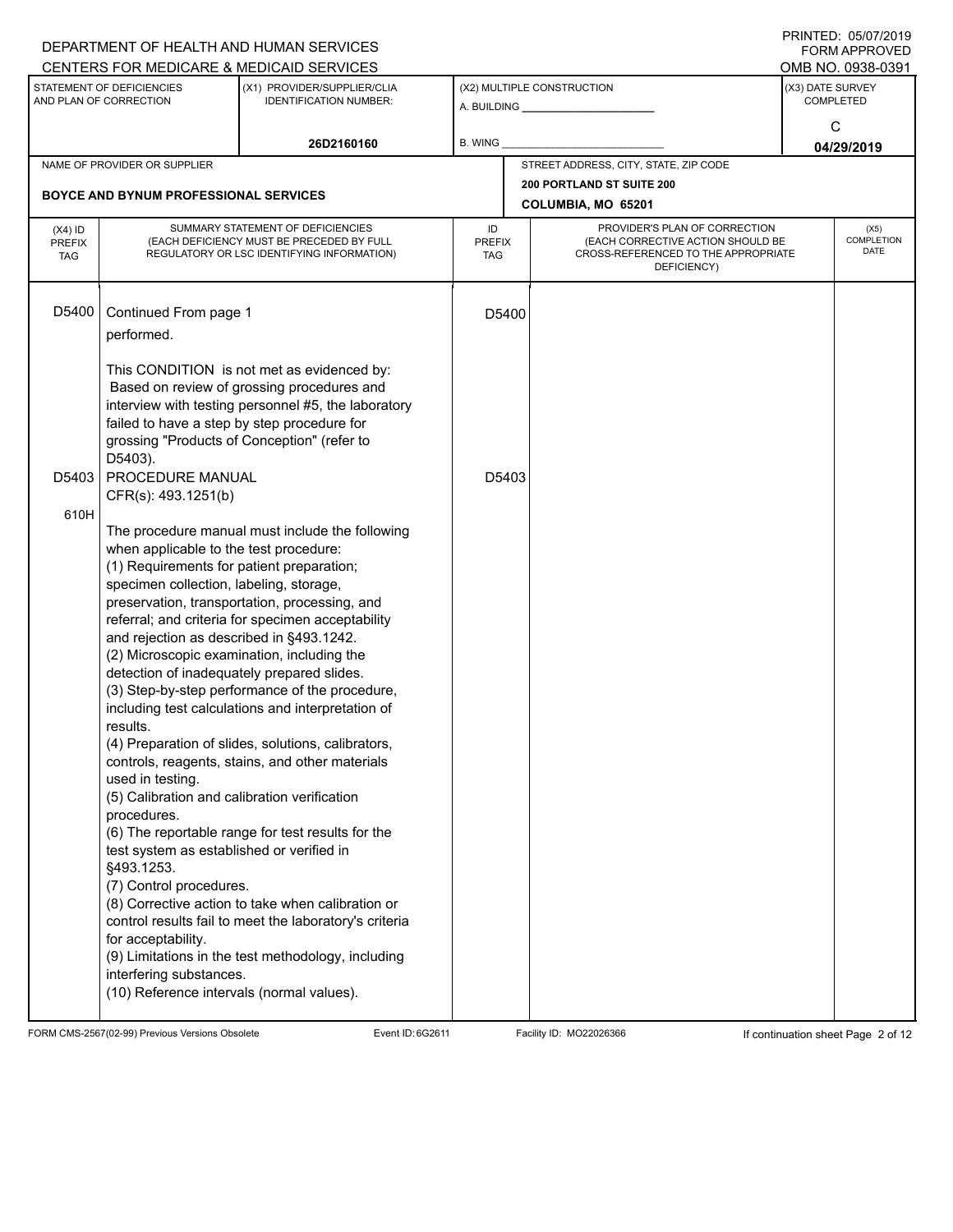DEPARTMENT OF HEALTH AND HUMAN SERVICES
CENTERS FOR MEDICARE & MEDICAID SERVICES

PRINTED: 05/07/2019
FORM APPROVED
OMB NO. 0938-0391

| STATEMENT OF DEFICIENCIES AND PLAN OF CORRECTION | (X1) PROVIDER/SUPPLIER/CLIA IDENTIFICATION NUMBER: | (X2) MULTIPLE CONSTRUCTION | (X3) DATE SURVEY COMPLETED |
|---|---|---|---|
| | 26D2160160 | A. BUILDING ______ B. WING ______ | C 04/29/2019 |

| NAME OF PROVIDER OR SUPPLIER | STREET ADDRESS, CITY, STATE, ZIP CODE |
|---|---|
| BOYCE AND BYNUM PROFESSIONAL SERVICES | 200 PORTLAND ST SUITE 200 COLUMBIA, MO 65201 |

| (X4) ID PREFIX TAG | SUMMARY STATEMENT OF DEFICIENCIES (EACH DEFICIENCY MUST BE PRECEDED BY FULL REGULATORY OR LSC IDENTIFYING INFORMATION) | ID PREFIX TAG | PROVIDER'S PLAN OF CORRECTION (EACH CORRECTIVE ACTION SHOULD BE CROSS-REFERENCED TO THE APPROPRIATE DEFICIENCY) | (X5) COMPLETION DATE |
|---|---|---|---|---|
| D5400 | Continued From page 1<br>performed.<br><br>This CONDITION is not met as evidenced by:<br>Based on review of grossing procedures and interview with testing personnel #5, the laboratory failed to have a step by step procedure for grossing "Products of Conception" (refer to D5403). | D5400 | | |
| D5403<br><br>610H | PROCEDURE MANUAL<br>CFR(s): 493.1251(b)<br><br>The procedure manual must include the following when applicable to the test procedure:<br>(1) Requirements for patient preparation; specimen collection, labeling, storage, preservation, transportation, processing, and referral; and criteria for specimen acceptability and rejection as described in §493.1242.<br>(2) Microscopic examination, including the detection of inadequately prepared slides.<br>(3) Step-by-step performance of the procedure, including test calculations and interpretation of results.<br>(4) Preparation of slides, solutions, calibrators, controls, reagents, stains, and other materials used in testing.<br>(5) Calibration and calibration verification procedures.<br>(6) The reportable range for test results for the test system as established or verified in §493.1253.<br>(7) Control procedures.<br>(8) Corrective action to take when calibration or control results fail to meet the laboratory's criteria for acceptability.<br>(9) Limitations in the test methodology, including interfering substances.<br>(10) Reference intervals (normal values). | D5403 | | |

FORM CMS-2567(02-99) Previous Versions Obsolete Event ID: 6G2611 Facility ID: MO22026366 If continuation sheet Page 2 of 12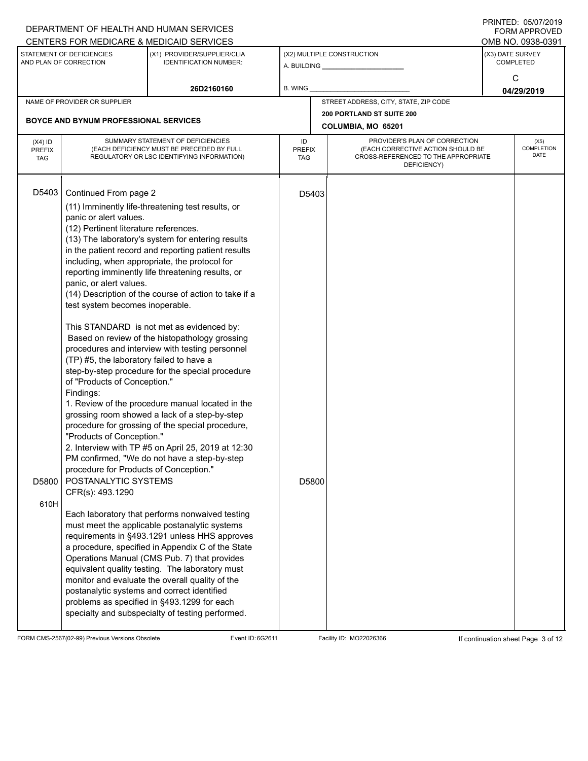DEPARTMENT OF HEALTH AND HUMAN SERVICES
CENTERS FOR MEDICARE & MEDICAID SERVICES

PRINTED: 05/07/2019
FORM APPROVED
OMB NO. 0938-0391

| STATEMENT OF DEFICIENCIES AND PLAN OF CORRECTION | (X1) PROVIDER/SUPPLIER/CLIA IDENTIFICATION NUMBER: | (X2) MULTIPLE CONSTRUCTION | (X3) DATE SURVEY COMPLETED |
|---|---|---|---|
| | 26D2160160 | A. BUILDING ______ B. WING ______ | C 04/29/2019 |

| NAME OF PROVIDER OR SUPPLIER | STREET ADDRESS, CITY, STATE, ZIP CODE |
|---|---|
| BOYCE AND BYNUM PROFESSIONAL SERVICES | 200 PORTLAND ST SUITE 200 COLUMBIA, MO 65201 |

| (X4) ID PREFIX TAG | SUMMARY STATEMENT OF DEFICIENCIES (EACH DEFICIENCY MUST BE PRECEDED BY FULL REGULATORY OR LSC IDENTIFYING INFORMATION) | ID PREFIX TAG | PROVIDER'S PLAN OF CORRECTION (EACH CORRECTIVE ACTION SHOULD BE CROSS-REFERENCED TO THE APPROPRIATE DEFICIENCY) | (X5) COMPLETION DATE |
|---|---|---|---|---|
| D5403 | Continued From page 2<br>(11) Imminently life-threatening test results, or panic or alert values.<br>(12) Pertinent literature references.<br>(13) The laboratory's system for entering results in the patient record and reporting patient results including, when appropriate, the protocol for reporting imminently life threatening results, or panic, or alert values.<br>(14) Description of the course of action to take if a test system becomes inoperable.<br><br>This STANDARD is not met as evidenced by:<br>Based on review of the histopathology grossing procedures and interview with testing personnel (TP) #5, the laboratory failed to have a step-by-step procedure for the special procedure of "Products of Conception."<br>Findings:<br>1. Review of the procedure manual located in the grossing room showed a lack of a step-by-step procedure for grossing of the special procedure, "Products of Conception."<br>2. Interview with TP #5 on April 25, 2019 at 12:30 PM confirmed, "We do not have a step-by-step procedure for Products of Conception." | D5403 | | |
| D5800<br><br>610H | POSTANALYTIC SYSTEMS<br>CFR(s): 493.1290<br><br>Each laboratory that performs nonwaived testing must meet the applicable postanalytic systems requirements in §493.1291 unless HHS approves a procedure, specified in Appendix C of the State Operations Manual (CMS Pub. 7) that provides equivalent quality testing. The laboratory must monitor and evaluate the overall quality of the postanalytic systems and correct identified problems as specified in §493.1299 for each specialty and subspecialty of testing performed. | D5800 | | |

FORM CMS-2567(02-99) Previous Versions Obsolete Event ID: 6G2611 Facility ID: MO22026366 If continuation sheet Page 3 of 12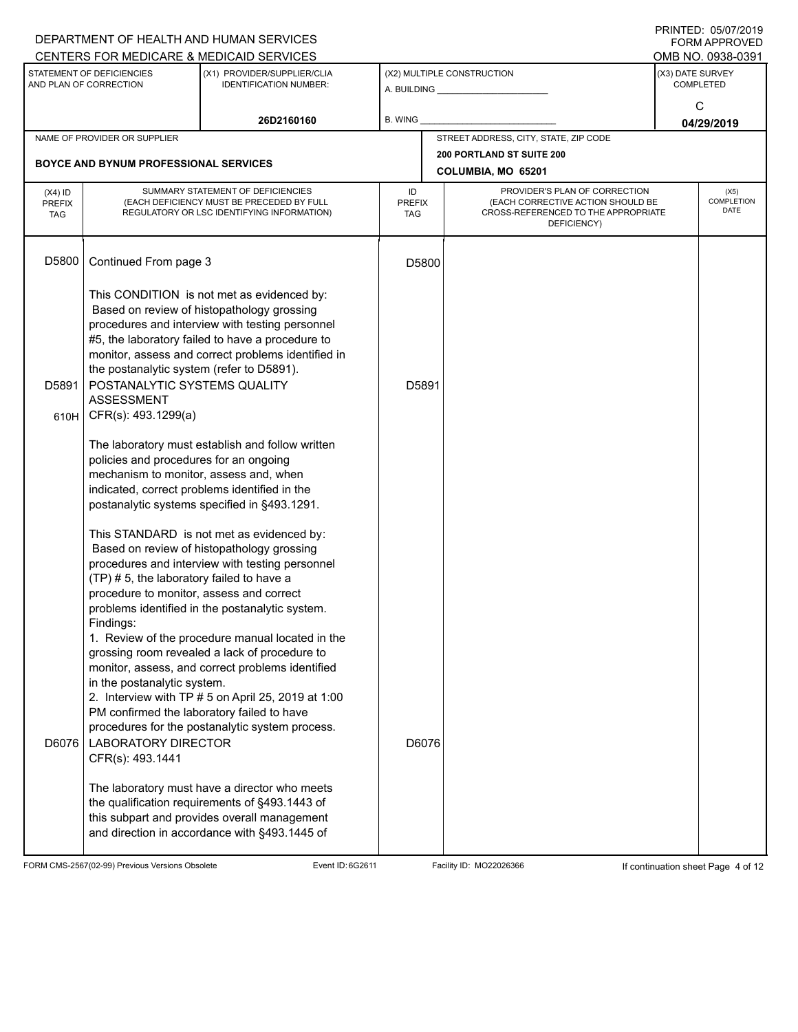DEPARTMENT OF HEALTH AND HUMAN SERVICES
CENTERS FOR MEDICARE & MEDICAID SERVICES

PRINTED: 05/07/2019
FORM APPROVED
OMB NO. 0938-0391

| STATEMENT OF DEFICIENCIES AND PLAN OF CORRECTION | (X1) PROVIDER/SUPPLIER/CLIA IDENTIFICATION NUMBER: | (X2) MULTIPLE CONSTRUCTION | (X3) DATE SURVEY COMPLETED |
|---|---|---|---|
| | 26D2160160 | A. BUILDING ______ B. WING ______ | C 04/29/2019 |

| NAME OF PROVIDER OR SUPPLIER | STREET ADDRESS, CITY, STATE, ZIP CODE |
|---|---|
| BOYCE AND BYNUM PROFESSIONAL SERVICES | 200 PORTLAND ST SUITE 200 COLUMBIA, MO 65201 |

| (X4) ID PREFIX TAG | SUMMARY STATEMENT OF DEFICIENCIES (EACH DEFICIENCY MUST BE PRECEDED BY FULL REGULATORY OR LSC IDENTIFYING INFORMATION) | ID PREFIX TAG | PROVIDER'S PLAN OF CORRECTION (EACH CORRECTIVE ACTION SHOULD BE CROSS-REFERENCED TO THE APPROPRIATE DEFICIENCY) | (X5) COMPLETION DATE |
|---|---|---|---|---|
| D5800 | Continued From page 3<br><br>This CONDITION is not met as evidenced by: Based on review of histopathology grossing procedures and interview with testing personnel #5, the laboratory failed to have a procedure to monitor, assess and correct problems identified in the postanalytic system (refer to D5891). | D5800 | | |
| D5891<br>610H | POSTANALYTIC SYSTEMS QUALITY ASSESSMENT<br>CFR(s): 493.1299(a)<br><br>The laboratory must establish and follow written policies and procedures for an ongoing mechanism to monitor, assess and, when indicated, correct problems identified in the postanalytic systems specified in §493.1291.<br><br>This STANDARD is not met as evidenced by: Based on review of histopathology grossing procedures and interview with testing personnel (TP) # 5, the laboratory failed to have a procedure to monitor, assess and correct problems identified in the postanalytic system.<br>Findings:<br>1. Review of the procedure manual located in the grossing room revealed a lack of procedure to monitor, assess, and correct problems identified in the postanalytic system.<br>2. Interview with TP # 5 on April 25, 2019 at 1:00 PM confirmed the laboratory failed to have procedures for the postanalytic system process. | D5891 | | |
| D6076 | LABORATORY DIRECTOR<br>CFR(s): 493.1441<br><br>The laboratory must have a director who meets the qualification requirements of §493.1443 of this subpart and provides overall management and direction in accordance with §493.1445 of | D6076 | | |

FORM CMS-2567(02-99) Previous Versions Obsolete Event ID: 6G2611 Facility ID: MO22026366 If continuation sheet Page 4 of 12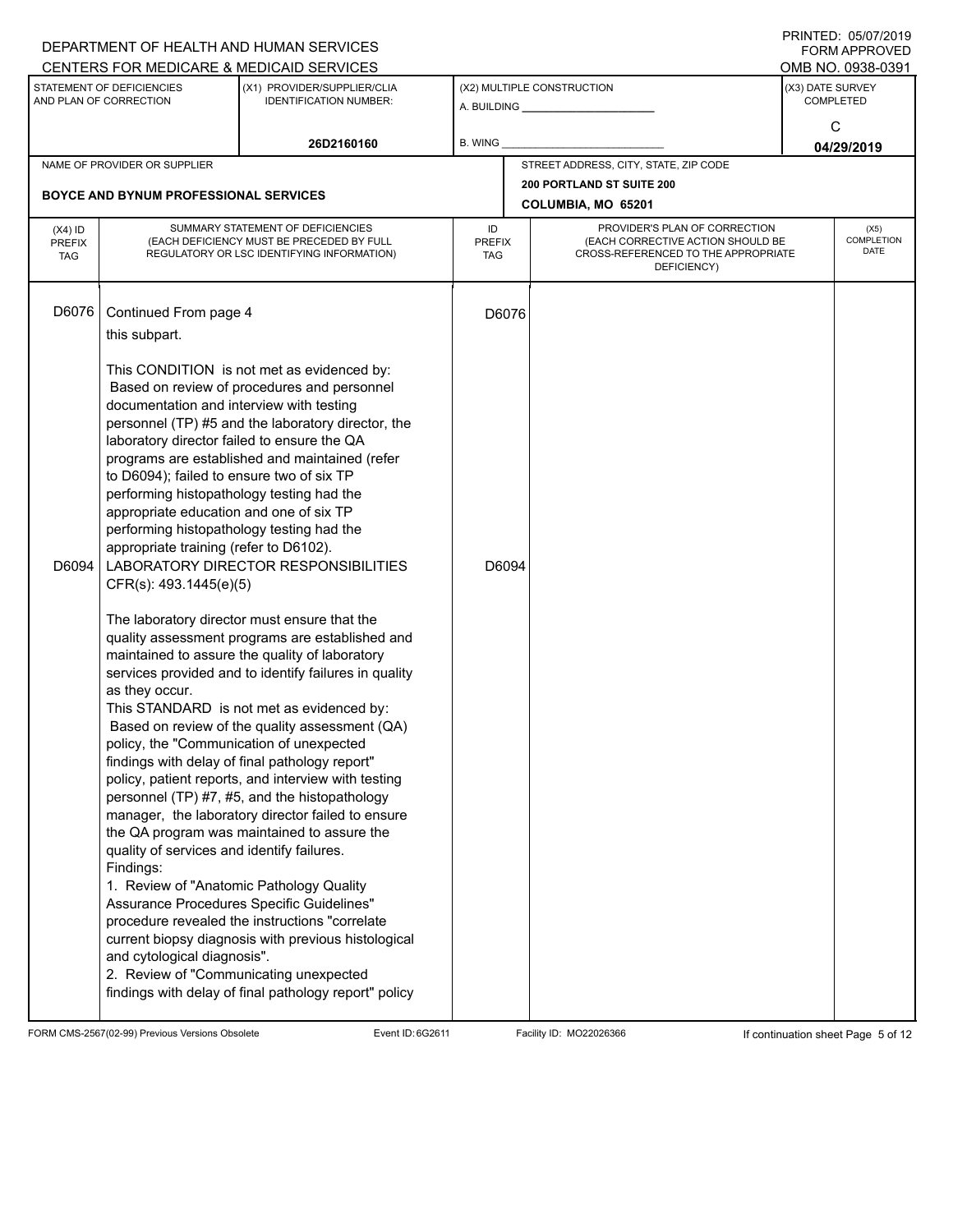DEPARTMENT OF HEALTH AND HUMAN SERVICES
CENTERS FOR MEDICARE & MEDICAID SERVICES

PRINTED: 05/07/2019
FORM APPROVED
OMB NO. 0938-0391

| STATEMENT OF DEFICIENCIES AND PLAN OF CORRECTION | (X1) PROVIDER/SUPPLIER/CLIA IDENTIFICATION NUMBER: | (X2) MULTIPLE CONSTRUCTION | (X3) DATE SURVEY COMPLETED |
|---|---|---|---|
| | 26D2160160 | A. BUILDING ______ B. WING ______ | C 04/29/2019 |

| NAME OF PROVIDER OR SUPPLIER | STREET ADDRESS, CITY, STATE, ZIP CODE |
|---|---|
| BOYCE AND BYNUM PROFESSIONAL SERVICES | 200 PORTLAND ST SUITE 200 COLUMBIA, MO 65201 |

| (X4) ID PREFIX TAG | SUMMARY STATEMENT OF DEFICIENCIES (EACH DEFICIENCY MUST BE PRECEDED BY FULL REGULATORY OR LSC IDENTIFYING INFORMATION) | ID PREFIX TAG | PROVIDER'S PLAN OF CORRECTION (EACH CORRECTIVE ACTION SHOULD BE CROSS-REFERENCED TO THE APPROPRIATE DEFICIENCY) | (X5) COMPLETION DATE |
|---|---|---|---|---|
| D6076 | Continued From page 4<br>this subpart.<br><br>This CONDITION is not met as evidenced by:<br>Based on review of procedures and personnel documentation and interview with testing personnel (TP) #5 and the laboratory director, the laboratory director failed to ensure the QA programs are established and maintained (refer to D6094); failed to ensure two of six TP performing histopathology testing had the appropriate education and one of six TP performing histopathology testing had the appropriate training (refer to D6102). | D6076 | | |
| D6094 | LABORATORY DIRECTOR RESPONSIBILITIES<br>CFR(s): 493.1445(e)(5)<br><br>The laboratory director must ensure that the quality assessment programs are established and maintained to assure the quality of laboratory services provided and to identify failures in quality as they occur.<br>This STANDARD is not met as evidenced by:<br>Based on review of the quality assessment (QA) policy, the "Communication of unexpected findings with delay of final pathology report" policy, patient reports, and interview with testing personnel (TP) #7, #5, and the histopathology manager, the laboratory director failed to ensure the QA program was maintained to assure the quality of services and identify failures.<br>Findings:<br>1. Review of "Anatomic Pathology Quality Assurance Procedures Specific Guidelines" procedure revealed the instructions "correlate current biopsy diagnosis with previous histological and cytological diagnosis".<br>2. Review of "Communicating unexpected findings with delay of final pathology report" policy | D6094 | | |

FORM CMS-2567(02-99) Previous Versions Obsolete Event ID: 6G2611 Facility ID: MO22026366 If continuation sheet Page 5 of 12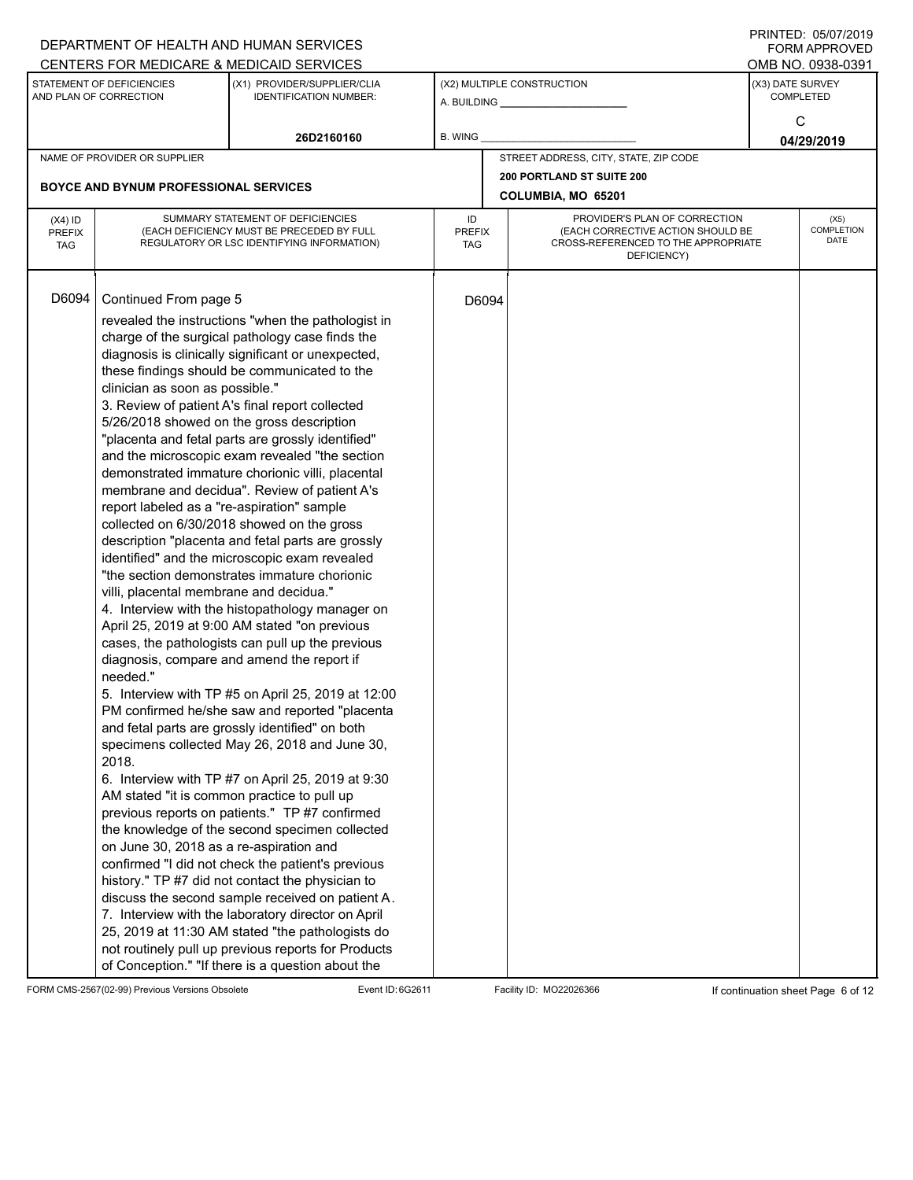DEPARTMENT OF HEALTH AND HUMAN SERVICES
CENTERS FOR MEDICARE & MEDICAID SERVICES

PRINTED: 05/07/2019
FORM APPROVED
OMB NO. 0938-0391

| STATEMENT OF DEFICIENCIES AND PLAN OF CORRECTION | (X1) PROVIDER/SUPPLIER/CLIA IDENTIFICATION NUMBER: | (X2) MULTIPLE CONSTRUCTION | (X3) DATE SURVEY COMPLETED |
|---|---|---|---|
| | 26D2160160 | A. BUILDING ______ B. WING ______ | C 04/29/2019 |

| NAME OF PROVIDER OR SUPPLIER | STREET ADDRESS, CITY, STATE, ZIP CODE |
|---|---|
| BOYCE AND BYNUM PROFESSIONAL SERVICES | 200 PORTLAND ST SUITE 200 COLUMBIA, MO 65201 |

| (X4) ID PREFIX TAG | SUMMARY STATEMENT OF DEFICIENCIES (EACH DEFICIENCY MUST BE PRECEDED BY FULL REGULATORY OR LSC IDENTIFYING INFORMATION) | ID PREFIX TAG | PROVIDER'S PLAN OF CORRECTION (EACH CORRECTIVE ACTION SHOULD BE CROSS-REFERENCED TO THE APPROPRIATE DEFICIENCY) | (X5) COMPLETION DATE |
|---|---|---|---|---|
| D6094 | Continued From page 5 | D6094 | | |

revealed the instructions "when the pathologist in charge of the surgical pathology case finds the diagnosis is clinically significant or unexpected, these findings should be communicated to the clinician as soon as possible."

3. Review of patient A's final report collected 5/26/2018 showed on the gross description "placenta and fetal parts are grossly identified" and the microscopic exam revealed "the section demonstrated immature chorionic villi, placental membrane and decidua". Review of patient A's report labeled as a "re-aspiration" sample collected on 6/30/2018 showed on the gross description "placenta and fetal parts are grossly identified" and the microscopic exam revealed "the section demonstrates immature chorionic villi, placental membrane and decidua."

4. Interview with the histopathology manager on April 25, 2019 at 9:00 AM stated "on previous cases, the pathologists can pull up the previous diagnosis, compare and amend the report if needed."

5. Interview with TP #5 on April 25, 2019 at 12:00 PM confirmed he/she saw and reported "placenta and fetal parts are grossly identified" on both specimens collected May 26, 2018 and June 30, 2018.

6. Interview with TP #7 on April 25, 2019 at 9:30 AM stated "it is common practice to pull up previous reports on patients." TP #7 confirmed the knowledge of the second specimen collected on June 30, 2018 as a re-aspiration and confirmed "I did not check the patient's previous history." TP #7 did not contact the physician to discuss the second sample received on patient A.

7. Interview with the laboratory director on April 25, 2019 at 11:30 AM stated "the pathologists do not routinely pull up previous reports for Products of Conception." "If there is a question about the

FORM CMS-2567(02-99) Previous Versions Obsolete    Event ID: 6G2611    Facility ID: MO22026366    If continuation sheet Page 6 of 12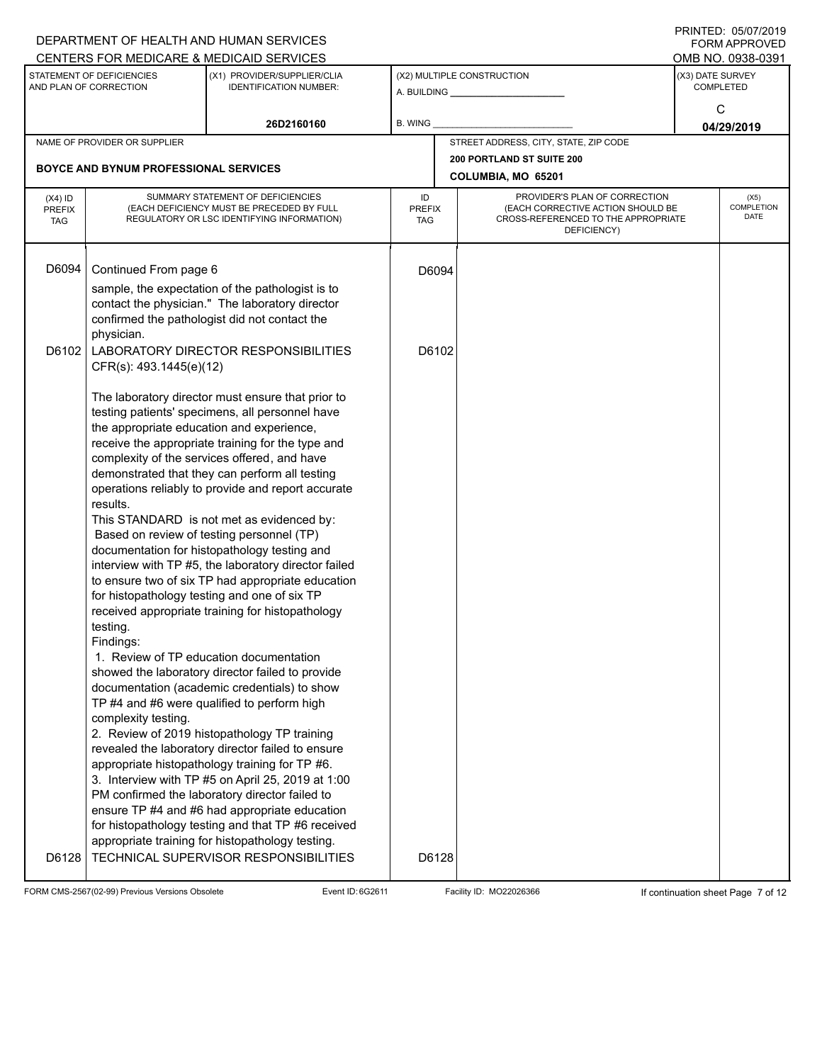DEPARTMENT OF HEALTH AND HUMAN SERVICES
CENTERS FOR MEDICARE & MEDICAID SERVICES

PRINTED: 05/07/2019
FORM APPROVED
OMB NO. 0938-0391

| STATEMENT OF DEFICIENCIES AND PLAN OF CORRECTION | (X1) PROVIDER/SUPPLIER/CLIA IDENTIFICATION NUMBER: | (X2) MULTIPLE CONSTRUCTION | (X3) DATE SURVEY COMPLETED |
|---|---|---|---|
| | 26D2160160 | A. BUILDING ______ B. WING ______ | C 04/29/2019 |

| NAME OF PROVIDER OR SUPPLIER | STREET ADDRESS, CITY, STATE, ZIP CODE |
|---|---|
| BOYCE AND BYNUM PROFESSIONAL SERVICES | 200 PORTLAND ST SUITE 200 COLUMBIA, MO 65201 |

| (X4) ID PREFIX TAG | SUMMARY STATEMENT OF DEFICIENCIES (EACH DEFICIENCY MUST BE PRECEDED BY FULL REGULATORY OR LSC IDENTIFYING INFORMATION) | ID PREFIX TAG | PROVIDER'S PLAN OF CORRECTION (EACH CORRECTIVE ACTION SHOULD BE CROSS-REFERENCED TO THE APPROPRIATE DEFICIENCY) | (X5) COMPLETION DATE |
|---|---|---|---|---|
| D6094 | Continued From page 6<br>sample, the expectation of the pathologist is to contact the physician." The laboratory director confirmed the pathologist did not contact the physician. | D6094 | | |
| D6102 | LABORATORY DIRECTOR RESPONSIBILITIES<br>CFR(s): 493.1445(e)(12)<br><br>The laboratory director must ensure that prior to testing patients' specimens, all personnel have the appropriate education and experience, receive the appropriate training for the type and complexity of the services offered, and have demonstrated that they can perform all testing operations reliably to provide and report accurate results.<br>This STANDARD is not met as evidenced by:<br>Based on review of testing personnel (TP) documentation for histopathology testing and interview with TP #5, the laboratory director failed to ensure two of six TP had appropriate education for histopathology testing and one of six TP received appropriate training for histopathology testing.<br>Findings:<br>1. Review of TP education documentation showed the laboratory director failed to provide documentation (academic credentials) to show TP #4 and #6 were qualified to perform high complexity testing.<br>2. Review of 2019 histopathology TP training revealed the laboratory director failed to ensure appropriate histopathology training for TP #6.<br>3. Interview with TP #5 on April 25, 2019 at 1:00 PM confirmed the laboratory director failed to ensure TP #4 and #6 had appropriate education for histopathology testing and that TP #6 received appropriate training for histopathology testing. | D6102 | | |
| D6128 | TECHNICAL SUPERVISOR RESPONSIBILITIES | D6128 | | |

FORM CMS-2567(02-99) Previous Versions Obsolete Event ID: 6G2611 Facility ID: MO22026366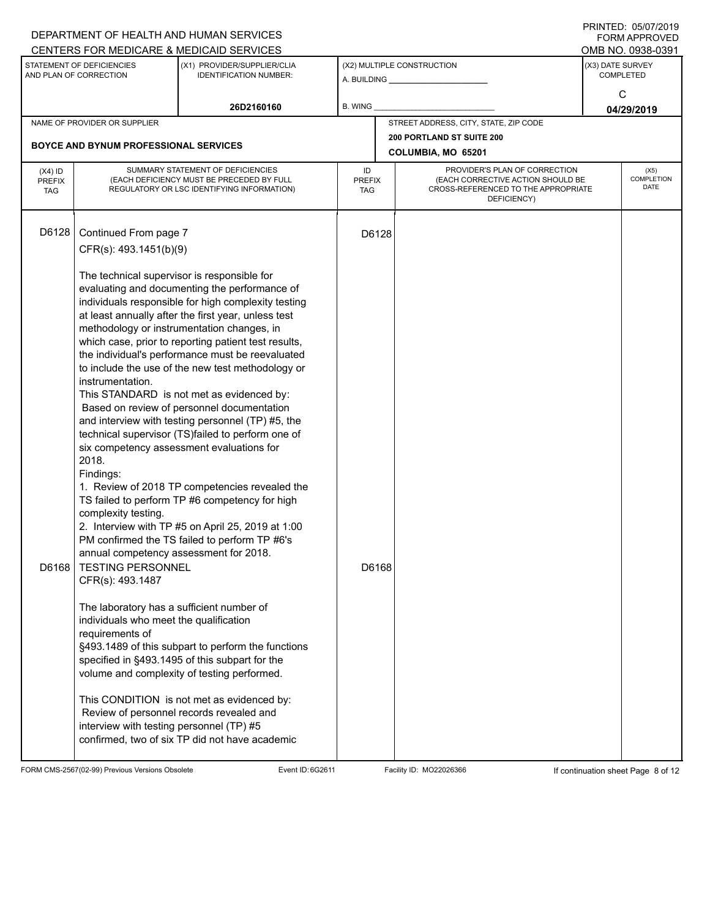DEPARTMENT OF HEALTH AND HUMAN SERVICES
CENTERS FOR MEDICARE & MEDICAID SERVICES

PRINTED: 05/07/2019
FORM APPROVED
OMB NO. 0938-0391

| STATEMENT OF DEFICIENCIES AND PLAN OF CORRECTION | (X1) PROVIDER/SUPPLIER/CLIA IDENTIFICATION NUMBER: | (X2) MULTIPLE CONSTRUCTION | (X3) DATE SURVEY COMPLETED |
|---|---|---|---|
| | 26D2160160 | A. BUILDING ______ B. WING ______ | C 04/29/2019 |

| NAME OF PROVIDER OR SUPPLIER | STREET ADDRESS, CITY, STATE, ZIP CODE |
|---|---|
| BOYCE AND BYNUM PROFESSIONAL SERVICES | 200 PORTLAND ST SUITE 200 COLUMBIA, MO 65201 |

| (X4) ID PREFIX TAG | SUMMARY STATEMENT OF DEFICIENCIES (EACH DEFICIENCY MUST BE PRECEDED BY FULL REGULATORY OR LSC IDENTIFYING INFORMATION) | ID PREFIX TAG | PROVIDER'S PLAN OF CORRECTION (EACH CORRECTIVE ACTION SHOULD BE CROSS-REFERENCED TO THE APPROPRIATE DEFICIENCY) | (X5) COMPLETION DATE |
|---|---|---|---|---|
| D6128 | Continued From page 7<br>CFR(s): 493.1451(b)(9)<br><br>The technical supervisor is responsible for evaluating and documenting the performance of individuals responsible for high complexity testing at least annually after the first year, unless test methodology or instrumentation changes, in which case, prior to reporting patient test results, the individual's performance must be reevaluated to include the use of the new test methodology or instrumentation.<br>This STANDARD is not met as evidenced by:<br>Based on review of personnel documentation and interview with testing personnel (TP) #5, the technical supervisor (TS)failed to perform one of six competency assessment evaluations for 2018.<br>Findings:<br>1. Review of 2018 TP competencies revealed the TS failed to perform TP #6 competency for high complexity testing.<br>2. Interview with TP #5 on April 25, 2019 at 1:00 PM confirmed the TS failed to perform TP #6's annual competency assessment for 2018. | D6128 | | |
| D6168 | TESTING PERSONNEL<br>CFR(s): 493.1487<br><br>The laboratory has a sufficient number of individuals who meet the qualification requirements of §493.1489 of this subpart to perform the functions specified in §493.1495 of this subpart for the volume and complexity of testing performed.<br><br>This CONDITION is not met as evidenced by:<br>Review of personnel records revealed and interview with testing personnel (TP) #5 confirmed, two of six TP did not have academic | D6168 | | |

FORM CMS-2567(02-99) Previous Versions Obsolete Event ID: 6G2611 Facility ID: MO22026366 If continuation sheet Page 8 of 12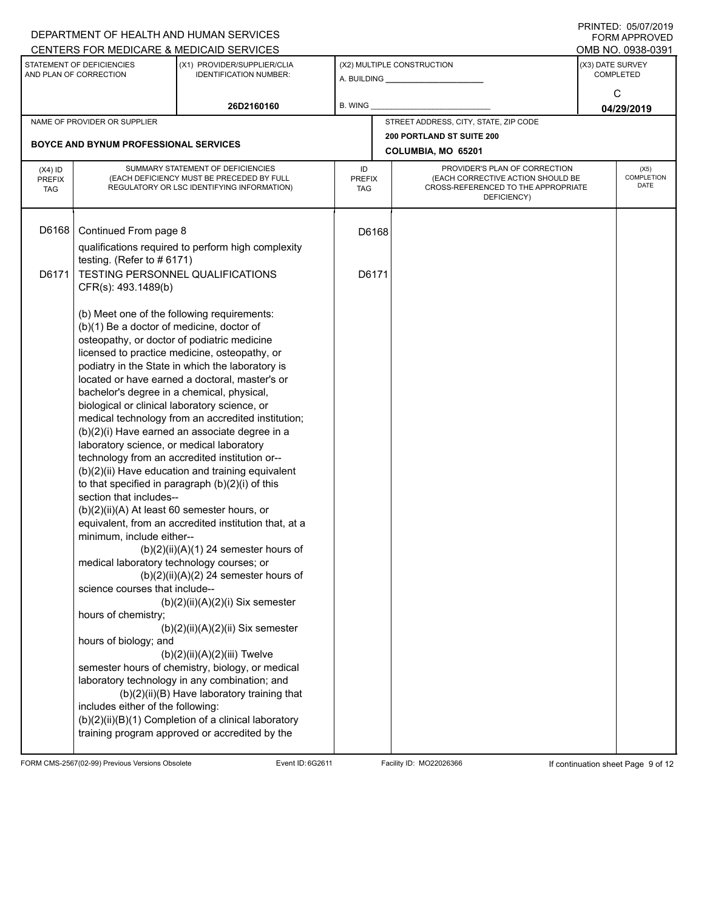DEPARTMENT OF HEALTH AND HUMAN SERVICES
CENTERS FOR MEDICARE & MEDICAID SERVICES

PRINTED: 05/07/2019
FORM APPROVED
OMB NO. 0938-0391

| STATEMENT OF DEFICIENCIES AND PLAN OF CORRECTION | (X1) PROVIDER/SUPPLIER/CLIA IDENTIFICATION NUMBER: | (X2) MULTIPLE CONSTRUCTION | (X3) DATE SURVEY COMPLETED |
|---|---|---|---|
| | 26D2160160 | A. BUILDING ______ B. WING ______ | C 04/29/2019 |

| NAME OF PROVIDER OR SUPPLIER | STREET ADDRESS, CITY, STATE, ZIP CODE |
|---|---|
| BOYCE AND BYNUM PROFESSIONAL SERVICES | 200 PORTLAND ST SUITE 200 COLUMBIA, MO 65201 |

| (X4) ID PREFIX TAG | SUMMARY STATEMENT OF DEFICIENCIES (EACH DEFICIENCY MUST BE PRECEDED BY FULL REGULATORY OR LSC IDENTIFYING INFORMATION) | ID PREFIX TAG | PROVIDER'S PLAN OF CORRECTION (EACH CORRECTIVE ACTION SHOULD BE CROSS-REFERENCED TO THE APPROPRIATE DEFICIENCY) | (X5) COMPLETION DATE |
|---|---|---|---|---|
| D6168 | Continued From page 8<br>qualifications required to perform high complexity testing. (Refer to # 6171) | D6168 | | |
| D6171 | TESTING PERSONNEL QUALIFICATIONS<br>CFR(s): 493.1489(b)<br><br>(b) Meet one of the following requirements:<br>(b)(1) Be a doctor of medicine, doctor of osteopathy, or doctor of podiatric medicine licensed to practice medicine, osteopathy, or podiatry in the State in which the laboratory is located or have earned a doctoral, master's or bachelor's degree in a chemical, physical, biological or clinical laboratory science, or medical technology from an accredited institution;<br>(b)(2)(i) Have earned an associate degree in a laboratory science, or medical laboratory technology from an accredited institution or--<br>(b)(2)(ii) Have education and training equivalent to that specified in paragraph (b)(2)(i) of this section that includes--<br>(b)(2)(ii)(A) At least 60 semester hours, or equivalent, from an accredited institution that, at a minimum, include either--<br>(b)(2)(ii)(A)(1) 24 semester hours of medical laboratory technology courses; or<br>(b)(2)(ii)(A)(2) 24 semester hours of science courses that include--<br>(b)(2)(ii)(A)(2)(i) Six semester hours of chemistry;<br>(b)(2)(ii)(A)(2)(ii) Six semester hours of biology; and<br>(b)(2)(ii)(A)(2)(iii) Twelve semester hours of chemistry, biology, or medical laboratory technology in any combination; and<br>(b)(2)(ii)(B) Have laboratory training that includes either of the following:<br>(b)(2)(ii)(B)(1) Completion of a clinical laboratory training program approved or accredited by the | D6171 | | |

FORM CMS-2567(02-99) Previous Versions Obsolete Event ID: 6G2611 Facility ID: MO22026366 If continuation sheet Page 9 of 12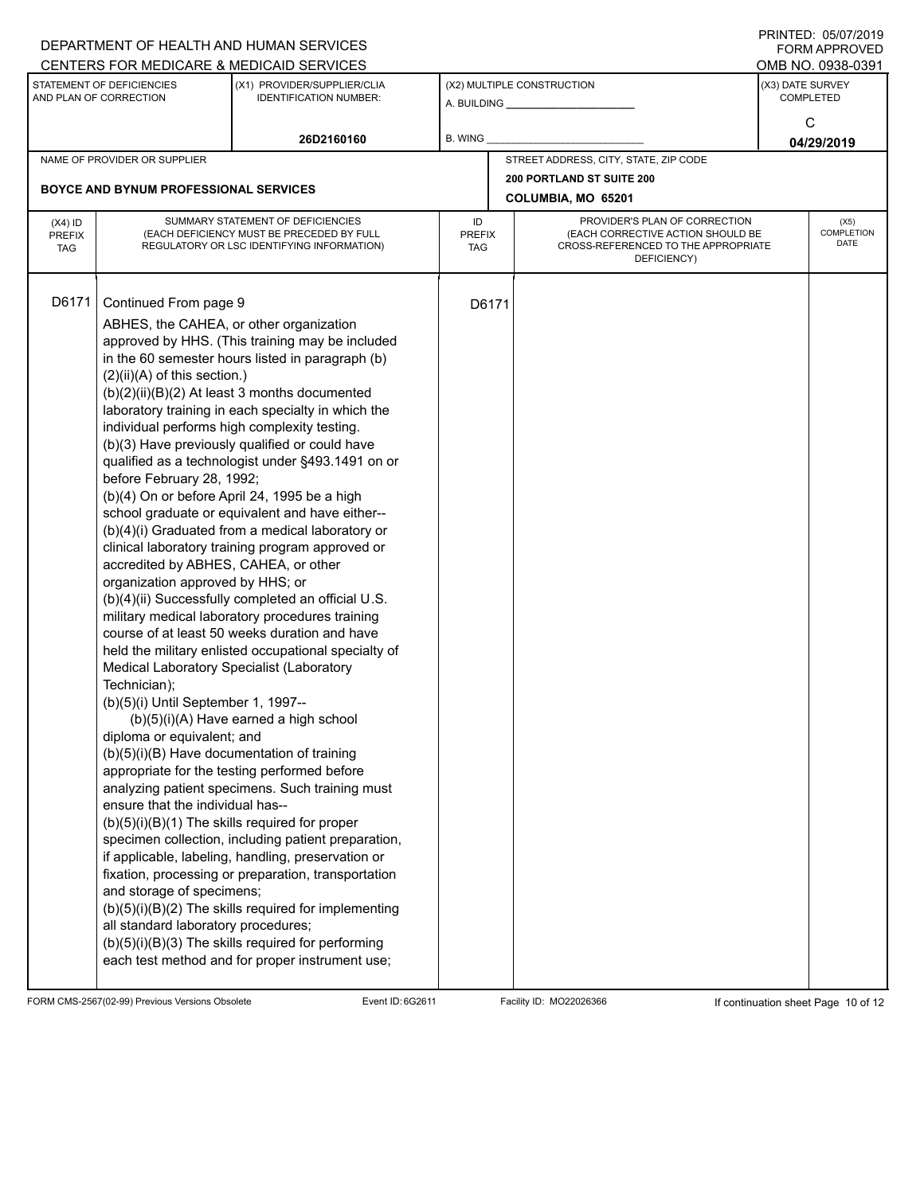DEPARTMENT OF HEALTH AND HUMAN SERVICES
CENTERS FOR MEDICARE & MEDICAID SERVICES

PRINTED: 05/07/2019
FORM APPROVED
OMB NO. 0938-0391

| STATEMENT OF DEFICIENCIES AND PLAN OF CORRECTION | (X1) PROVIDER/SUPPLIER/CLIA IDENTIFICATION NUMBER: | (X2) MULTIPLE CONSTRUCTION | (X3) DATE SURVEY COMPLETED |
|---|---|---|---|
| | 26D2160160 | A. BUILDING ______ B. WING ______ | C 04/29/2019 |

| NAME OF PROVIDER OR SUPPLIER | STREET ADDRESS, CITY, STATE, ZIP CODE |
|---|---|
| BOYCE AND BYNUM PROFESSIONAL SERVICES | 200 PORTLAND ST SUITE 200 COLUMBIA, MO 65201 |

| (X4) ID PREFIX TAG | SUMMARY STATEMENT OF DEFICIENCIES (EACH DEFICIENCY MUST BE PRECEDED BY FULL REGULATORY OR LSC IDENTIFYING INFORMATION) | ID PREFIX TAG | PROVIDER'S PLAN OF CORRECTION (EACH CORRECTIVE ACTION SHOULD BE CROSS-REFERENCED TO THE APPROPRIATE DEFICIENCY) | (X5) COMPLETION DATE |
|---|---|---|---|---|
| D6171 | Continued From page 9 | D6171 | | |

ABHES, the CAHEA, or other organization approved by HHS. (This training may be included in the 60 semester hours listed in paragraph (b)(2)(ii)(A) of this section.)
(b)(2)(ii)(B)(2) At least 3 months documented laboratory training in each specialty in which the individual performs high complexity testing.
(b)(3) Have previously qualified or could have qualified as a technologist under §493.1491 on or before February 28, 1992;
(b)(4) On or before April 24, 1995 be a high school graduate or equivalent and have either--
(b)(4)(i) Graduated from a medical laboratory or clinical laboratory training program approved or accredited by ABHES, CAHEA, or other organization approved by HHS; or
(b)(4)(ii) Successfully completed an official U.S. military medical laboratory procedures training course of at least 50 weeks duration and have held the military enlisted occupational specialty of Medical Laboratory Specialist (Laboratory Technician);
(b)(5)(i) Until September 1, 1997--
(b)(5)(i)(A) Have earned a high school diploma or equivalent; and
(b)(5)(i)(B) Have documentation of training appropriate for the testing performed before analyzing patient specimens. Such training must ensure that the individual has--
(b)(5)(i)(B)(1) The skills required for proper specimen collection, including patient preparation, if applicable, labeling, handling, preservation or fixation, processing or preparation, transportation and storage of specimens;
(b)(5)(i)(B)(2) The skills required for implementing all standard laboratory procedures;
(b)(5)(i)(B)(3) The skills required for performing each test method and for proper instrument use;

FORM CMS-2567(02-99) Previous Versions Obsolete Event ID: 6G2611 Facility ID: MO22026366 If continuation sheet Page 10 of 12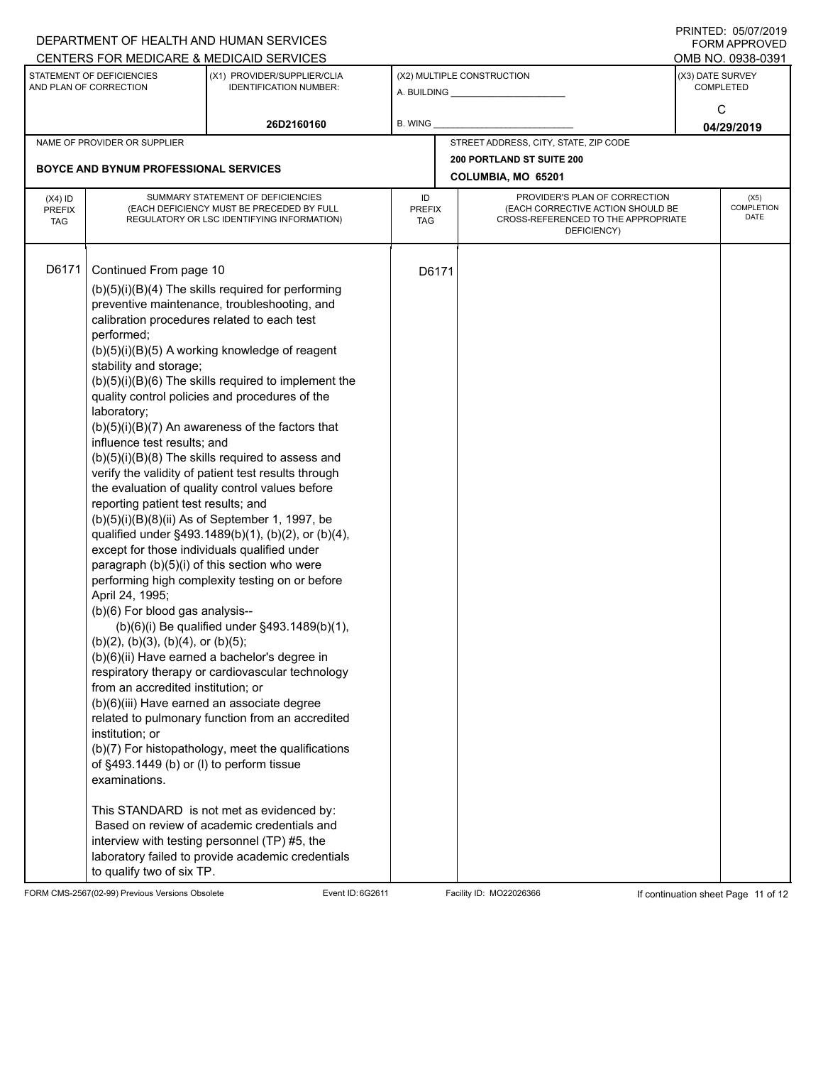DEPARTMENT OF HEALTH AND HUMAN SERVICES
CENTERS FOR MEDICARE & MEDICAID SERVICES

PRINTED: 05/07/2019
FORM APPROVED
OMB NO. 0938-0391

| STATEMENT OF DEFICIENCIES AND PLAN OF CORRECTION | (X1) PROVIDER/SUPPLIER/CLIA IDENTIFICATION NUMBER: | (X2) MULTIPLE CONSTRUCTION | (X3) DATE SURVEY COMPLETED |
|---|---|---|---|
| | 26D2160160 | A. BUILDING ___ B. WING ___ | C 04/29/2019 |

| NAME OF PROVIDER OR SUPPLIER | STREET ADDRESS, CITY, STATE, ZIP CODE |
|---|---|
| BOYCE AND BYNUM PROFESSIONAL SERVICES | 200 PORTLAND ST SUITE 200 COLUMBIA, MO 65201 |

| (X4) ID PREFIX TAG | SUMMARY STATEMENT OF DEFICIENCIES (EACH DEFICIENCY MUST BE PRECEDED BY FULL REGULATORY OR LSC IDENTIFYING INFORMATION) | ID PREFIX TAG | PROVIDER'S PLAN OF CORRECTION (EACH CORRECTIVE ACTION SHOULD BE CROSS-REFERENCED TO THE APPROPRIATE DEFICIENCY) | (X5) COMPLETION DATE |
|---|---|---|---|---|
| D6171 | Continued From page 10<br>(b)(5)(i)(B)(4) The skills required for performing preventive maintenance, troubleshooting, and calibration procedures related to each test performed;<br>(b)(5)(i)(B)(5) A working knowledge of reagent stability and storage;<br>(b)(5)(i)(B)(6) The skills required to implement the quality control policies and procedures of the laboratory;<br>(b)(5)(i)(B)(7) An awareness of the factors that influence test results; and<br>(b)(5)(i)(B)(8) The skills required to assess and verify the validity of patient test results through the evaluation of quality control values before reporting patient test results; and<br>(b)(5)(i)(B)(8)(ii) As of September 1, 1997, be qualified under §493.1489(b)(1), (b)(2), or (b)(4), except for those individuals qualified under paragraph (b)(5)(i) of this section who were performing high complexity testing on or before April 24, 1995;<br>(b)(6) For blood gas analysis--<br>(b)(6)(i) Be qualified under §493.1489(b)(1), (b)(2), (b)(3), (b)(4), or (b)(5);<br>(b)(6)(ii) Have earned a bachelor's degree in respiratory therapy or cardiovascular technology from an accredited institution; or<br>(b)(6)(iii) Have earned an associate degree related to pulmonary function from an accredited institution; or<br>(b)(7) For histopathology, meet the qualifications of §493.1449 (b) or (l) to perform tissue examinations.<br><br>This STANDARD is not met as evidenced by:<br>Based on review of academic credentials and interview with testing personnel (TP) #5, the laboratory failed to provide academic credentials to qualify two of six TP. | D6171 | | |

FORM CMS-2567(02-99) Previous Versions Obsolete Event ID: 6G2611 Facility ID: MO22026366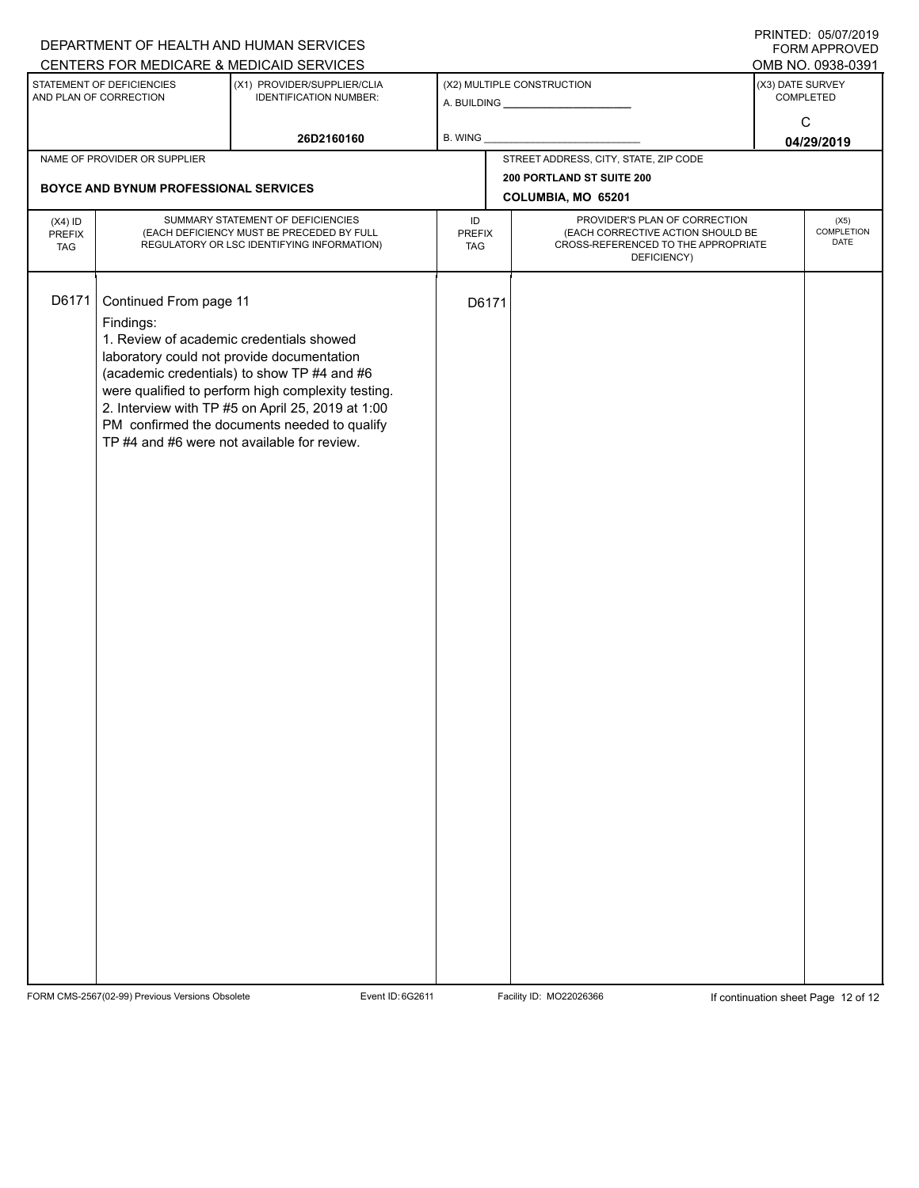DEPARTMENT OF HEALTH AND HUMAN SERVICES
CENTERS FOR MEDICARE & MEDICAID SERVICES

PRINTED: 05/07/2019
FORM APPROVED
OMB NO. 0938-0391

| STATEMENT OF DEFICIENCIES AND PLAN OF CORRECTION | (X1) PROVIDER/SUPPLIER/CLIA IDENTIFICATION NUMBER: | (X2) MULTIPLE CONSTRUCTION | (X3) DATE SURVEY COMPLETED |
|---|---|---|---|
| | 26D2160160 | A. BUILDING ______ B. WING ______ | C 04/29/2019 |

| NAME OF PROVIDER OR SUPPLIER | STREET ADDRESS, CITY, STATE, ZIP CODE |
|---|---|
| BOYCE AND BYNUM PROFESSIONAL SERVICES | 200 PORTLAND ST SUITE 200 COLUMBIA, MO 65201 |

| (X4) ID PREFIX TAG | SUMMARY STATEMENT OF DEFICIENCIES (EACH DEFICIENCY MUST BE PRECEDED BY FULL REGULATORY OR LSC IDENTIFYING INFORMATION) | ID PREFIX TAG | PROVIDER'S PLAN OF CORRECTION (EACH CORRECTIVE ACTION SHOULD BE CROSS-REFERENCED TO THE APPROPRIATE DEFICIENCY) | (X5) COMPLETION DATE |
|---|---|---|---|---|
| D6171 | Continued From page 11<br>Findings:<br>1. Review of academic credentials showed laboratory could not provide documentation (academic credentials) to show TP #4 and #6 were qualified to perform high complexity testing.<br>2. Interview with TP #5 on April 25, 2019 at 1:00 PM confirmed the documents needed to qualify TP #4 and #6 were not available for review. | D6171 | | |

FORM CMS-2567(02-99) Previous Versions Obsolete  Event ID: 6G2611  Facility ID: MO22026366